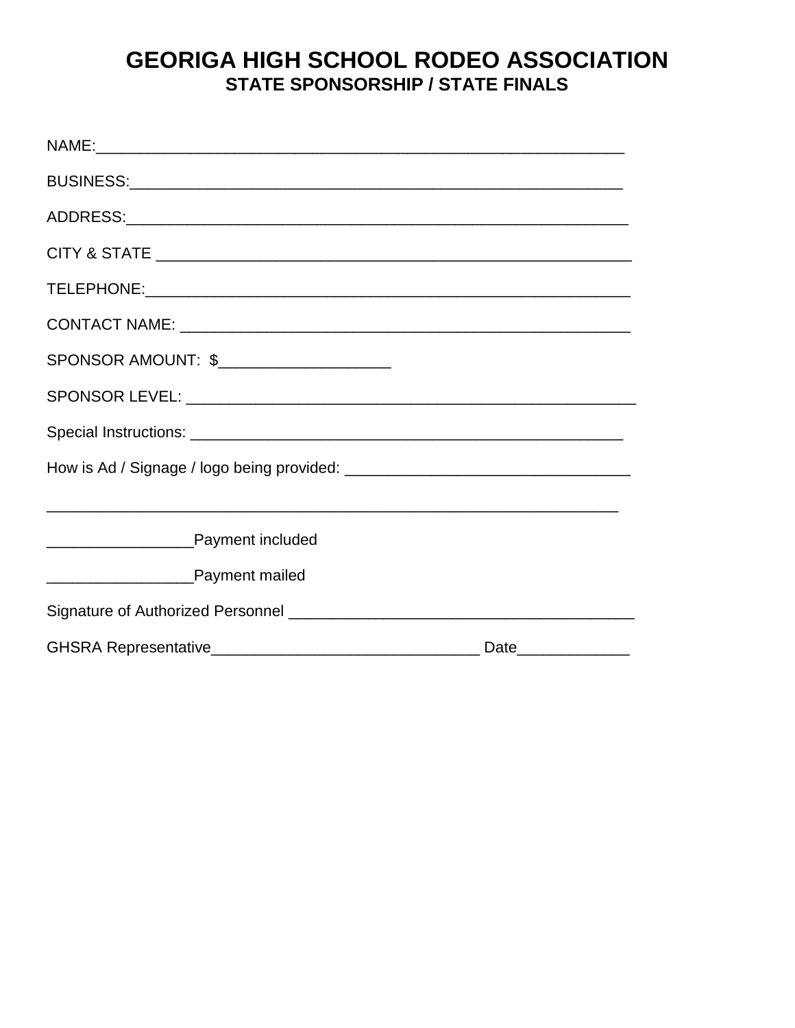# GEORIGA HIGH SCHOOL RODEO ASSOCIATION

## STATE SPONSORSHIP / STATE FINALS

NAME:_______________________________________________________________

BUSINESS:___________________________________________________________

ADDRESS:____________________________________________________________

CITY & STATE ________________________________________________________

TELEPHONE:__________________________________________________________

CONTACT NAME: ______________________________________________________

SPONSOR AMOUNT: $____________________

SPONSOR LEVEL: _____________________________________________________

Special Instructions: ___________________________________________________

How is Ad / Signage / logo being provided: __________________________________

______________________________________________________________________

_________________Payment included

_________________Payment mailed

Signature of Authorized Personnel ________________________________________

GHSRA Representative________________________________ Date_____________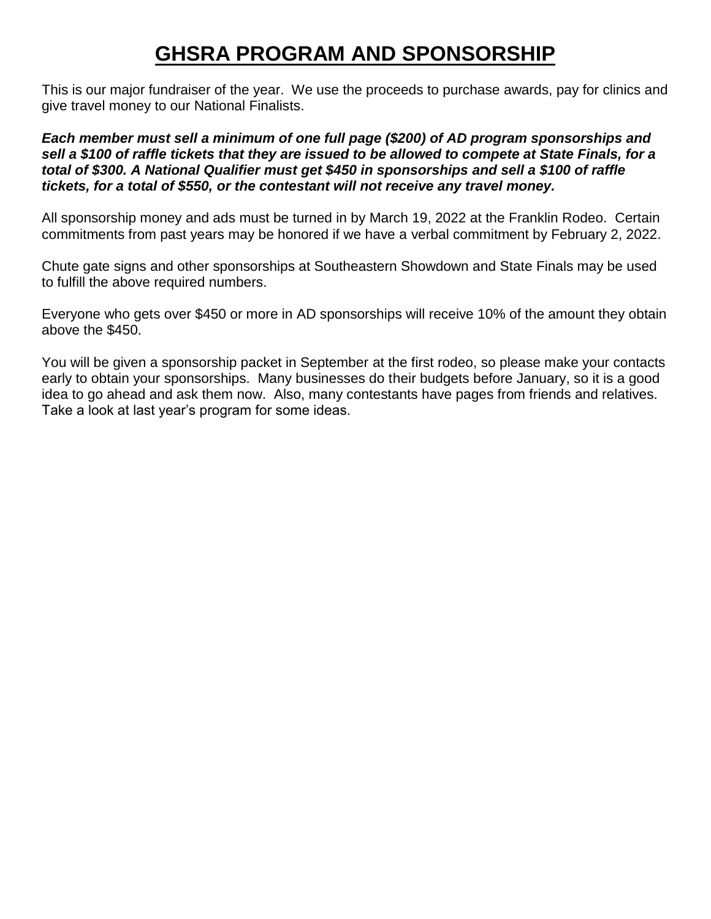# GHSRA PROGRAM AND SPONSORSHIP

This is our major fundraiser of the year. We use the proceeds to purchase awards, pay for clinics and give travel money to our National Finalists.

***Each member must sell a minimum of one full page ($200) of AD program sponsorships and sell a $100 of raffle tickets that they are issued to be allowed to compete at State Finals, for a total of $300. A National Qualifier must get $450 in sponsorships and sell a $100 of raffle tickets, for a total of $550, or the contestant will not receive any travel money.***

All sponsorship money and ads must be turned in by March 19, 2022 at the Franklin Rodeo. Certain commitments from past years may be honored if we have a verbal commitment by February 2, 2022.

Chute gate signs and other sponsorships at Southeastern Showdown and State Finals may be used to fulfill the above required numbers.

Everyone who gets over $450 or more in AD sponsorships will receive 10% of the amount they obtain above the $450.

You will be given a sponsorship packet in September at the first rodeo, so please make your contacts early to obtain your sponsorships. Many businesses do their budgets before January, so it is a good idea to go ahead and ask them now. Also, many contestants have pages from friends and relatives. Take a look at last year's program for some ideas.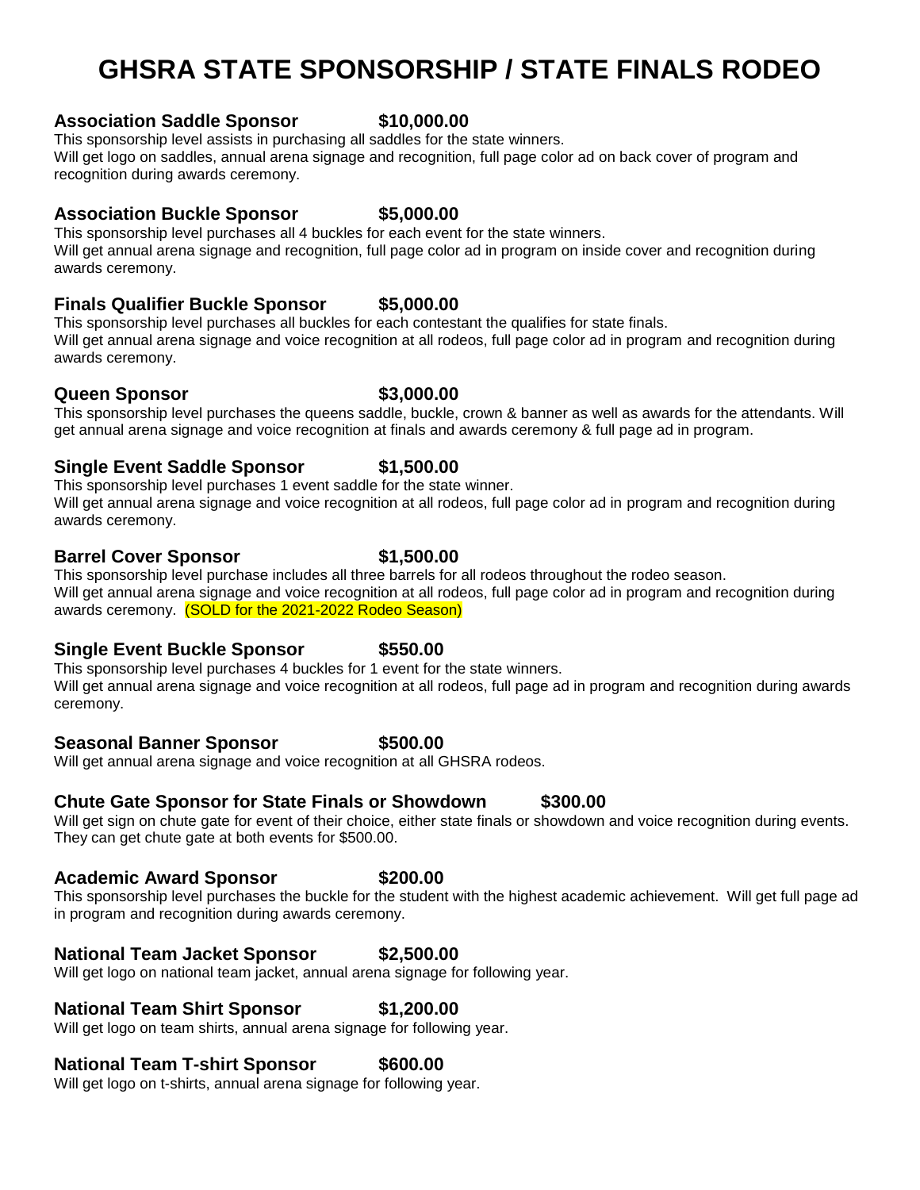# GHSRA STATE SPONSORSHIP / STATE FINALS RODEO

**Association Saddle Sponsor $10,000.00**

This sponsorship level assists in purchasing all saddles for the state winners.
Will get logo on saddles, annual arena signage and recognition, full page color ad on back cover of program and recognition during awards ceremony.

**Association Buckle Sponsor $5,000.00**

This sponsorship level purchases all 4 buckles for each event for the state winners.
Will get annual arena signage and recognition, full page color ad in program on inside cover and recognition during awards ceremony.

**Finals Qualifier Buckle Sponsor $5,000.00**

This sponsorship level purchases all buckles for each contestant the qualifies for state finals.
Will get annual arena signage and voice recognition at all rodeos, full page color ad in program and recognition during awards ceremony.

**Queen Sponsor $3,000.00**

This sponsorship level purchases the queens saddle, buckle, crown & banner as well as awards for the attendants. Will get annual arena signage and voice recognition at finals and awards ceremony & full page ad in program.

**Single Event Saddle Sponsor $1,500.00**

This sponsorship level purchases 1 event saddle for the state winner.
Will get annual arena signage and voice recognition at all rodeos, full page color ad in program and recognition during awards ceremony.

**Barrel Cover Sponsor $1,500.00**

This sponsorship level purchase includes all three barrels for all rodeos throughout the rodeo season.
Will get annual arena signage and voice recognition at all rodeos, full page color ad in program and recognition during awards ceremony. (SOLD for the 2021-2022 Rodeo Season)

**Single Event Buckle Sponsor $550.00**

This sponsorship level purchases 4 buckles for 1 event for the state winners.
Will get annual arena signage and voice recognition at all rodeos, full page ad in program and recognition during awards ceremony.

**Seasonal Banner Sponsor $500.00**

Will get annual arena signage and voice recognition at all GHSRA rodeos.

**Chute Gate Sponsor for State Finals or Showdown $300.00**

Will get sign on chute gate for event of their choice, either state finals or showdown and voice recognition during events.
They can get chute gate at both events for $500.00.

**Academic Award Sponsor $200.00**

This sponsorship level purchases the buckle for the student with the highest academic achievement. Will get full page ad in program and recognition during awards ceremony.

**National Team Jacket Sponsor $2,500.00**

Will get logo on national team jacket, annual arena signage for following year.

**National Team Shirt Sponsor $1,200.00**

Will get logo on team shirts, annual arena signage for following year.

**National Team T-shirt Sponsor $600.00**

Will get logo on t-shirts, annual arena signage for following year.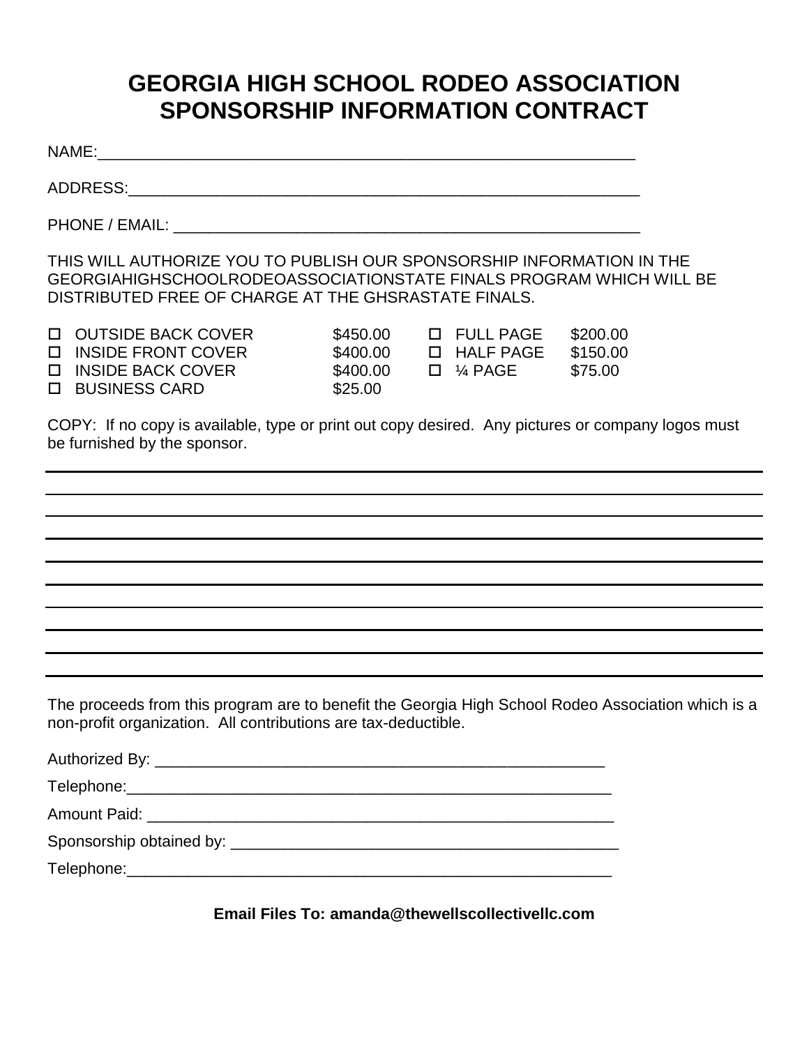# GEORGIA HIGH SCHOOL RODEO ASSOCIATION SPONSORSHIP INFORMATION CONTRACT

NAME:_______________________________________________________________

ADDRESS:____________________________________________________________

PHONE / EMAIL: ______________________________________________________

THIS WILL AUTHORIZE YOU TO PUBLISH OUR SPONSORSHIP INFORMATION IN THE GEORGIAHIGHSCHOOLRODEOASSOCIATIONSTATE FINALS PROGRAM WHICH WILL BE DISTRIBUTED FREE OF CHARGE AT THE GHSRASTATE FINALS.

| | | | |
|---|---|---|---|
| ☐ OUTSIDE BACK COVER | \$450.00 | ☐ FULL PAGE | \$200.00 |
| ☐ INSIDE FRONT COVER | \$400.00 | ☐ HALF PAGE | \$150.00 |
| ☐ INSIDE BACK COVER | \$400.00 | ☐ ¼ PAGE | \$75.00 |
| ☐ BUSINESS CARD | \$25.00 | | |

COPY: If no copy is available, type or print out copy desired. Any pictures or company logos must be furnished by the sponsor.

______________________________________________________________________________

______________________________________________________________________________

______________________________________________________________________________

______________________________________________________________________________

______________________________________________________________________________

______________________________________________________________________________

______________________________________________________________________________

______________________________________________________________________________

______________________________________________________________________________

______________________________________________________________________________

The proceeds from this program are to benefit the Georgia High School Rodeo Association which is a non-profit organization. All contributions are tax-deductible.

Authorized By: _____________________________________________________

Telephone:_________________________________________________________

Amount Paid: _______________________________________________________

Sponsorship obtained by: _____________________________________________

Telephone:_________________________________________________________

**Email Files To: amanda@thewellscollectivellc.com**